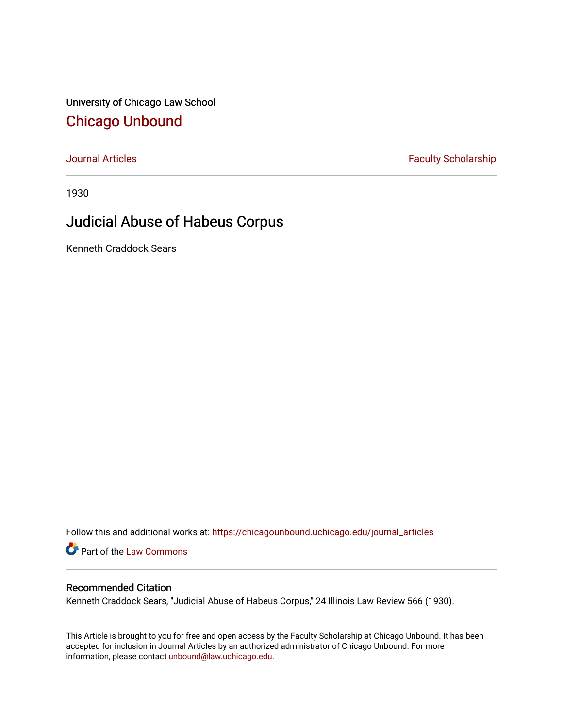University of Chicago Law School

## Chicago Unbound

Journal Articles | Faculty Scholarship

1930

# Judicial Abuse of Habeus Corpus

Kenneth Craddock Sears

Follow this and additional works at: https://chicagounbound.uchicago.edu/journal_articles

Part of the Law Commons

### Recommended Citation

Kenneth Craddock Sears, "Judicial Abuse of Habeus Corpus," 24 Illinois Law Review 566 (1930).

This Article is brought to you for free and open access by the Faculty Scholarship at Chicago Unbound. It has been accepted for inclusion in Journal Articles by an authorized administrator of Chicago Unbound. For more information, please contact unbound@law.uchicago.edu.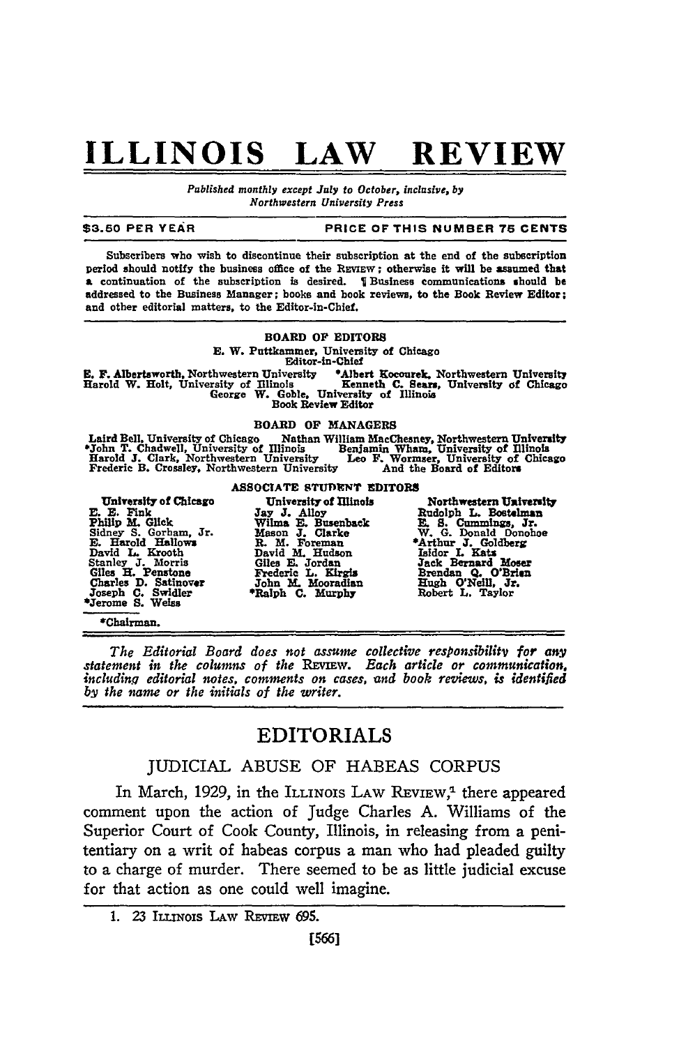# ILLINOIS LAW REVIEW

*Published monthly except July to October, inclusive, by Northwestern University Press*

$3.50 PER YEAR — PRICE OF THIS NUMBER 75 CENTS

Subscribers who wish to discontinue their subscription at the end of the subscription period should notify the business office of the REVIEW; otherwise it will be assumed that a continuation of the subscription is desired. ¶ Business communications should be addressed to the Business Manager; books and book reviews, to the Book Review Editor; and other editorial matters, to the Editor-in-Chief.

BOARD OF EDITORS

E. W. Puttkammer, University of Chicago
Editor-in-Chief

E. F. Albertsworth, Northwestern University
*Albert Kocourek, Northwestern University
Harold W. Holt, University of Illinois
Kenneth C. Sears, University of Chicago
George W. Goble, University of Illinois
Book Review Editor

BOARD OF MANAGERS

Laird Bell, University of Chicago
Nathan William MacChesney, Northwestern University
*John T. Chadwell, University of Illinois
Benjamin Wham, University of Illinois
Harold J. Clark, Northwestern University
Leo F. Wormser, University of Chicago
Frederic B. Crossley, Northwestern University
And the Board of Editors

ASSOCIATE STUDENT EDITORS

| University of Chicago | University of Illinois | Northwestern University |
|---|---|---|
| E. E. Fink | Jay J. Alloy | Rudolph L. Bostelman |
| Philip M. Glick | Wilma E. Busenback | E. S. Cummings, Jr. |
| Sidney S. Gorham, Jr. | Mason J. Clarke | W. G. Donald Donohoe |
| E. Harold Hallows | R. M. Foreman | *Arthur J. Goldberg |
| David L. Krooth | David M. Hudson | Isidor I. Katz |
| Stanley J. Morris | Giles E. Jordan | Jack Bernard Moser |
| Giles H. Penstone | Frederic L. Kirgis | Brendan Q. O'Brien |
| Charles D. Satinover | John M. Mooradian | Hugh O'Neill, Jr. |
| Joseph C. Swidler | *Ralph C. Murphy | Robert L. Taylor |
| *Jerome S. Weiss | | |

*Chairman.

*The Editorial Board does not assume collective responsibility for any statement in the columns of the* REVIEW. *Each article or communication, including editorial notes, comments on cases, and book reviews, is identified by the name or the initials of the writer.*

## EDITORIALS

### JUDICIAL ABUSE OF HABEAS CORPUS

In March, 1929, in the ILLINOIS LAW REVIEW,[1] there appeared comment upon the action of Judge Charles A. Williams of the Superior Court of Cook County, Illinois, in releasing from a penitentiary on a writ of habeas corpus a man who had pleaded guilty to a charge of murder. There seemed to be as little judicial excuse for that action as one could well imagine.

1. 23 ILLINOIS LAW REVIEW 695.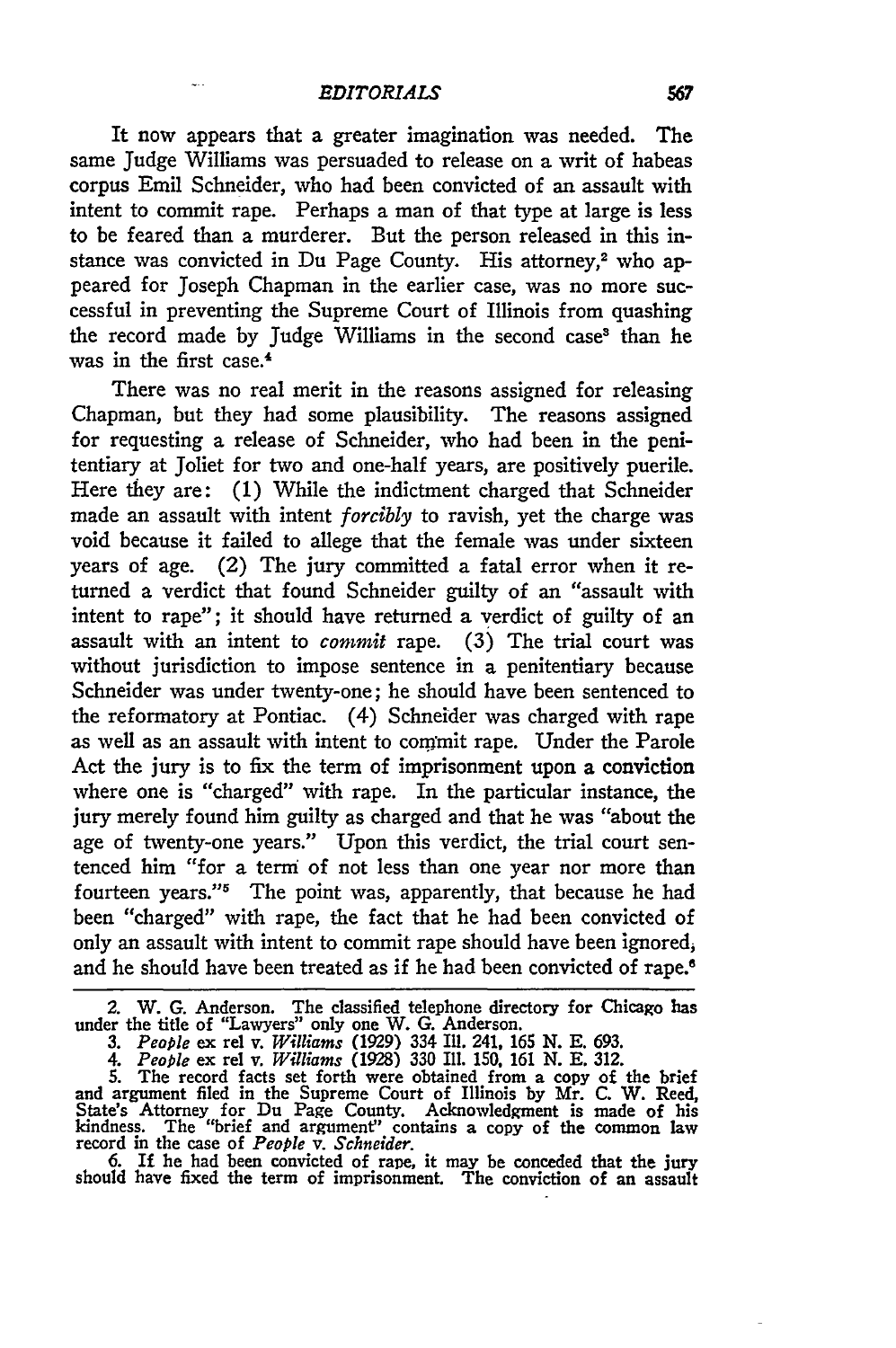It now appears that a greater imagination was needed. The same Judge Williams was persuaded to release on a writ of habeas corpus Emil Schneider, who had been convicted of an assault with intent to commit rape. Perhaps a man of that type at large is less to be feared than a murderer. But the person released in this instance was convicted in Du Page County. His attorney,[2] who appeared for Joseph Chapman in the earlier case, was no more successful in preventing the Supreme Court of Illinois from quashing the record made by Judge Williams in the second case[3] than he was in the first case.[4]

There was no real merit in the reasons assigned for releasing Chapman, but they had some plausibility. The reasons assigned for requesting a release of Schneider, who had been in the penitentiary at Joliet for two and one-half years, are positively puerile. Here they are: (1) While the indictment charged that Schneider made an assault with intent *forcibly* to ravish, yet the charge was void because it failed to allege that the female was under sixteen years of age. (2) The jury committed a fatal error when it returned a verdict that found Schneider guilty of an "assault with intent to rape"; it should have returned a verdict of guilty of an assault with an intent to *commit* rape. (3) The trial court was without jurisdiction to impose sentence in a penitentiary because Schneider was under twenty-one; he should have been sentenced to the reformatory at Pontiac. (4) Schneider was charged with rape as well as an assault with intent to commit rape. Under the Parole Act the jury is to fix the term of imprisonment upon a conviction where one is "charged" with rape. In the particular instance, the jury merely found him guilty as charged and that he was "about the age of twenty-one years." Upon this verdict, the trial court sentenced him "for a term of not less than one year nor more than fourteen years."[5] The point was, apparently, that because he had been "charged" with rape, the fact that he had been convicted of only an assault with intent to commit rape should have been ignored, and he should have been treated as if he had been convicted of rape.[6]

---

2. W. G. Anderson. The classified telephone directory for Chicago has under the title of "Lawyers" only one W. G. Anderson.

3. *People* ex rel v. *Williams* (1929) 334 Ill. 241, 165 N. E. 693.

4. *People* ex rel v. *Williams* (1928) 330 Ill. 150, 161 N. E. 312.

5. The record facts set forth were obtained from a copy of the brief and argument filed in the Supreme Court of Illinois by Mr. C. W. Reed, State's Attorney for Du Page County. Acknowledgment is made of his kindness. The "brief and argument" contains a copy of the common law record in the case of *People* v. *Schneider*.

6. If he had been convicted of rape, it may be conceded that the jury should have fixed the term of imprisonment. The conviction of an assault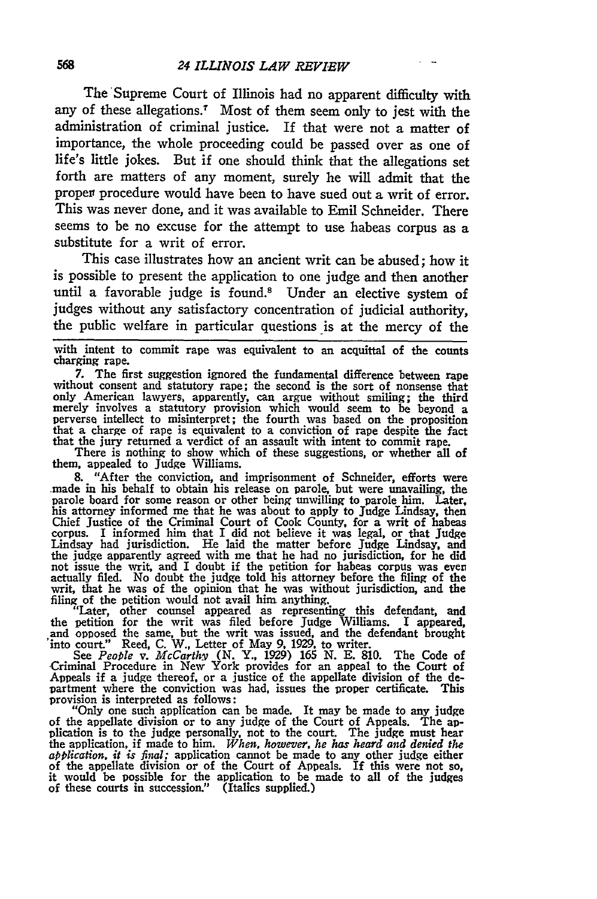The Supreme Court of Illinois had no apparent difficulty with any of these allegations.[7] Most of them seem only to jest with the administration of criminal justice. If that were not a matter of importance, the whole proceeding could be passed over as one of life's little jokes. But if one should think that the allegations set forth are matters of any moment, surely he will admit that the proper procedure would have been to have sued out a writ of error. This was never done, and it was available to Emil Schneider. There seems to be no excuse for the attempt to use habeas corpus as a substitute for a writ of error.

This case illustrates how an ancient writ can be abused; how it is possible to present the application to one judge and then another until a favorable judge is found.[8] Under an elective system of judges without any satisfactory concentration of judicial authority, the public welfare in particular questions is at the mercy of the

---

with intent to commit rape was equivalent to an acquittal of the counts charging rape.

7. The first suggestion ignored the fundamental difference between rape without consent and statutory rape; the second is the sort of nonsense that only American lawyers, apparently, can argue without smiling; the third merely involves a statutory provision which would seem to be beyond a perverse intellect to misinterpret; the fourth was based on the proposition that a charge of rape is equivalent to a conviction of rape despite the fact that the jury returned a verdict of an assault with intent to commit rape.

There is nothing to show which of these suggestions, or whether all of them, appealed to Judge Williams.

8. "After the conviction, and imprisonment of Schneider, efforts were made in his behalf to obtain his release on parole, but were unavailing, the parole board for some reason or other being unwilling to parole him. Later, his attorney informed me that he was about to apply to Judge Lindsay, then Chief Justice of the Criminal Court of Cook County, for a writ of habeas corpus. I informed him that I did not believe it was legal, or that Judge Lindsay had jurisdiction. He laid the matter before Judge Lindsay, and the judge apparently agreed with me that he had no jurisdiction, for he did not issue the writ, and I doubt if the petition for habeas corpus was even actually filed. No doubt the judge told his attorney before the filing of the writ, that he was of the opinion that he was without jurisdiction, and the filing of the petition would not avail him anything.

"Later, other counsel appeared as representing this defendant, and the petition for the writ was filed before Judge Williams. I appeared, and opposed the same, but the writ was issued, and the defendant brought into court." Reed, C. W., Letter of May 9, 1929, to writer.

See *People* v. *McCarthy* (N. Y., 1929) 165 N. E. 810. The Code of Criminal Procedure in New York provides for an appeal to the Court of Appeals if a judge thereof, or a justice of the appellate division of the department where the conviction was had, issues the proper certificate. This provision is interpreted as follows:

"Only one such application can be made. It may be made to any judge of the appellate division or to any judge of the Court of Appeals. The application is to the judge personally, not to the court. The judge must hear the application, if made to him. *When, however, he has heard and denied the application, it is final;* application cannot be made to any other judge either of the appellate division or of the Court of Appeals. If this were not so, it would be possible for the application to be made to all of the judges of these courts in succession." (Italics supplied.)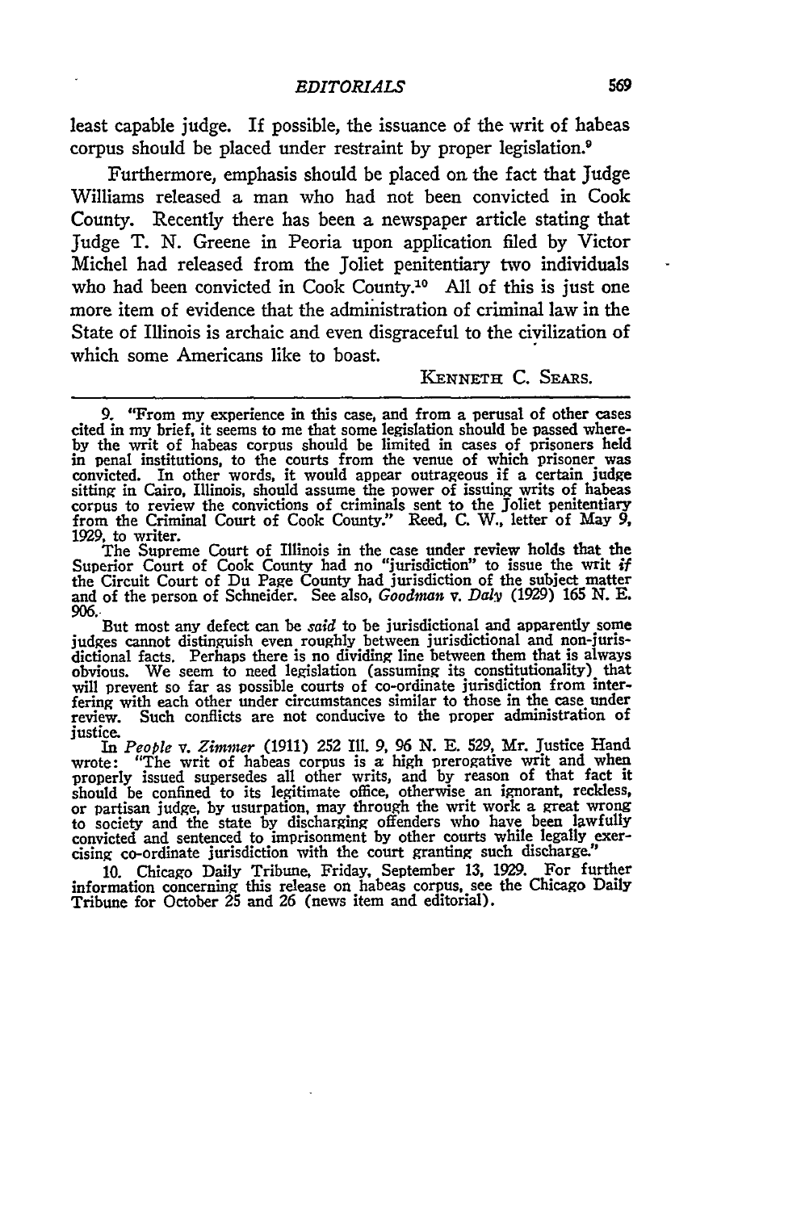least capable judge. If possible, the issuance of the writ of habeas corpus should be placed under restraint by proper legislation.[9]

Furthermore, emphasis should be placed on the fact that Judge Williams released a man who had not been convicted in Cook County. Recently there has been a newspaper article stating that Judge T. N. Greene in Peoria upon application filed by Victor Michel had released from the Joliet penitentiary two individuals who had been convicted in Cook County.[10] All of this is just one more item of evidence that the administration of criminal law in the State of Illinois is archaic and even disgraceful to the civilization of which some Americans like to boast.

KENNETH C. SEARS.

---

9. "From my experience in this case, and from a perusal of other cases cited in my brief, it seems to me that some legislation should be passed whereby the writ of habeas corpus should be limited in cases of prisoners held in penal institutions, to the courts from the venue of which prisoner was convicted. In other words, it would appear outrageous if a certain judge sitting in Cairo, Illinois, should assume the power of issuing writs of habeas corpus to review the convictions of criminals sent to the Joliet penitentiary from the Criminal Court of Cook County." Reed, C. W., letter of May 9, 1929, to writer.

The Supreme Court of Illinois in the case under review holds that the Superior Court of Cook County had no "jurisdiction" to issue the writ *if* the Circuit Court of Du Page County had jurisdiction of the subject matter and of the person of Schneider. See also, *Goodman* v. *Daly* (1929) 165 N. E. 906.

But most any defect can be *said* to be jurisdictional and apparently some judges cannot distinguish even roughly between jurisdictional and non-jurisdictional facts. Perhaps there is no dividing line between them that is always obvious. We seem to need legislation (assuming its constitutionality) that will prevent so far as possible courts of co-ordinate jurisdiction from interfering with each other under circumstances similar to those in the case under review. Such conflicts are not conducive to the proper administration of justice.

In *People* v. *Zimmer* (1911) 252 Ill. 9, 96 N. E. 529, Mr. Justice Hand wrote: "The writ of habeas corpus is a high prerogative writ and when properly issued supersedes all other writs, and by reason of that fact it should be confined to its legitimate office, otherwise an ignorant, reckless, or partisan judge, by usurpation, may through the writ work a great wrong to society and the state by discharging offenders who have been lawfully convicted and sentenced to imprisonment by other courts while legally exercising co-ordinate jurisdiction with the court granting such discharge."

10. Chicago Daily Tribune, Friday, September 13, 1929. For further information concerning this release on habeas corpus, see the Chicago Daily Tribune for October 25 and 26 (news item and editorial).